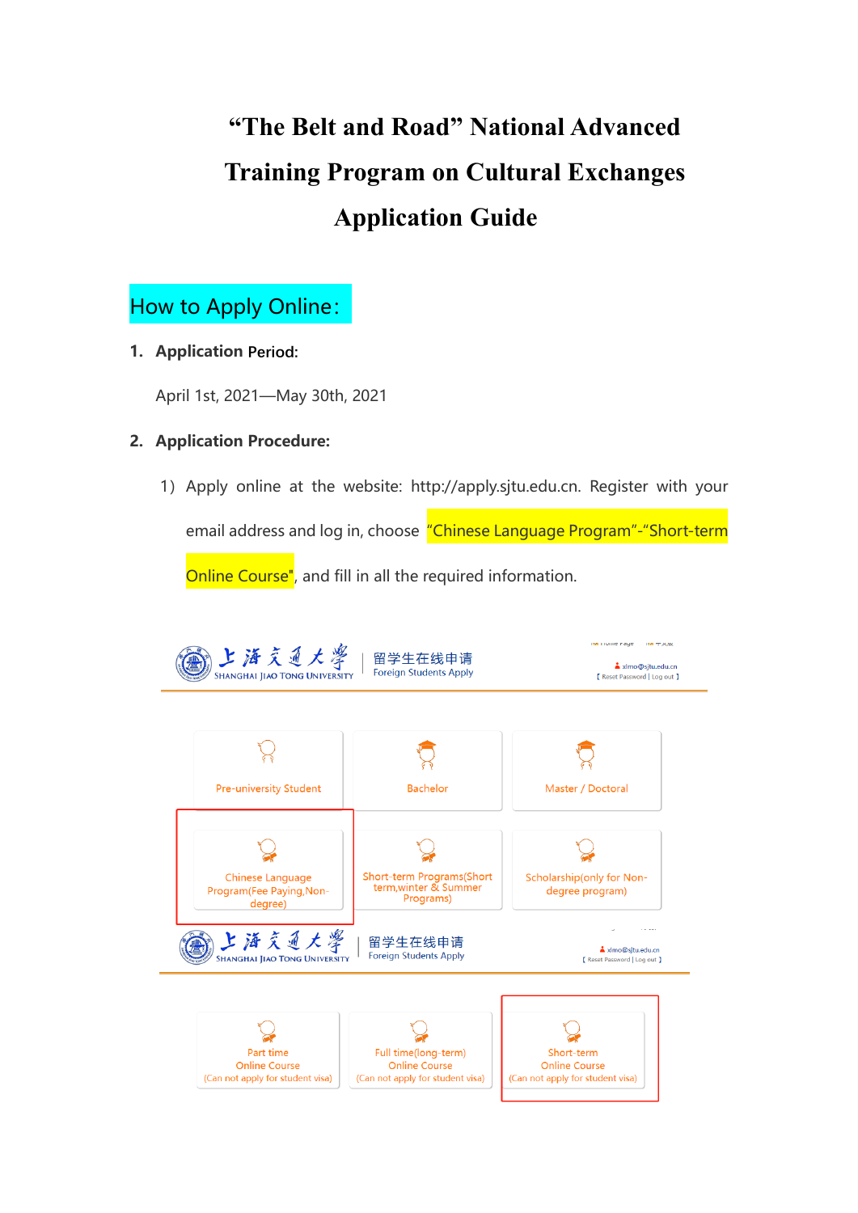# "The Belt and Road" National Advanced Training Program on Cultural Exchanges Application Guide

## How to Apply Online：

1. **Application Period:**

   April 1st, 2021—May 30th, 2021

2. **Application Procedure:**

   1) Apply online at the website: http://apply.sjtu.edu.cn. Register with your email address and log in, choose "Chinese Language Program"-"Short-term Online Course", and fill in all the required information.

上海交通大學 SHANGHAI JIAO TONG UNIVERSITY | 留学生在线申请 Foreign Students Apply

xlmo@sjtu.edu.cn
[ Reset Password | Log out ]

Pre-university Student

Bachelor

Master / Doctoral

Chinese Language Program(Fee Paying,Non-degree)

Short-term Programs(Short term,winter & Summer Programs)

Scholarship(only for Non-degree program)

上海交通大學 SHANGHAI JIAO TONG UNIVERSITY | 留学生在线申请 Foreign Students Apply

xlmo@sjtu.edu.cn
[ Reset Password | Log out ]

Part time Online Course (Can not apply for student visa)

Full time(long-term) Online Course (Can not apply for student visa)

Short-term Online Course (Can not apply for student visa)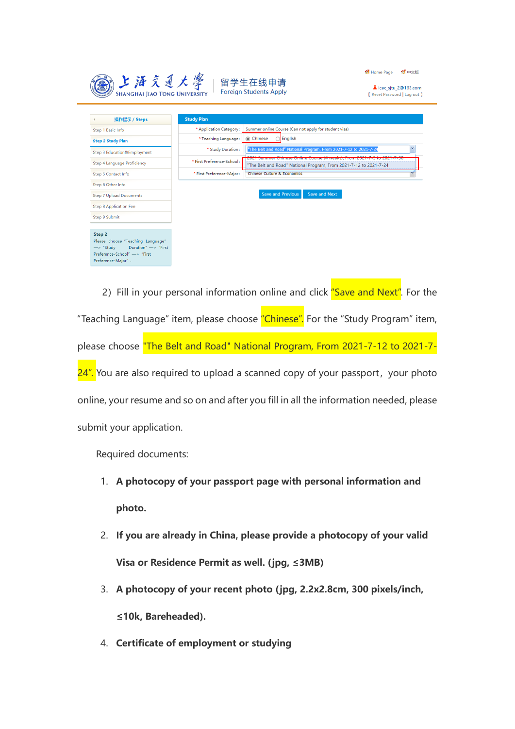2) Fill in your personal information online and click "Save and Next". For the "Teaching Language" item, please choose "Chinese". For the "Study Program" item, please choose "The Belt and Road" National Program, From 2021-7-12 to 2021-7-24". You are also required to upload a scanned copy of your passport, your photo online, your resume and so on and after you fill in all the information needed, please submit your application.

Required documents:

1. **A photocopy of your passport page with personal information and photo.**
2. **If you are already in China, please provide a photocopy of your valid Visa or Residence Permit as well. (jpg, ≤3MB)**
3. **A photocopy of your recent photo (jpg, 2.2x2.8cm, 300 pixels/inch, ≤10k, Bareheaded).**
4. **Certificate of employment or studying**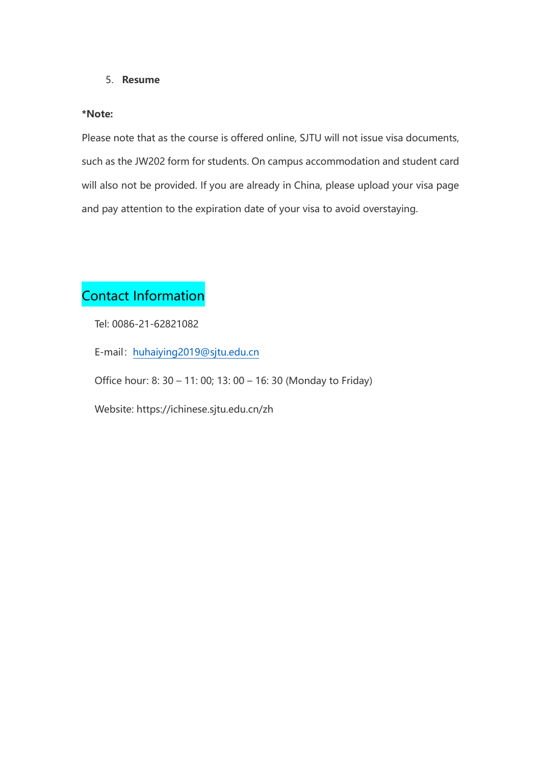5. **Resume**

**\*Note:**

Please note that as the course is offered online, SJTU will not issue visa documents, such as the JW202 form for students. On campus accommodation and student card will also not be provided. If you are already in China, please upload your visa page and pay attention to the expiration date of your visa to avoid overstaying.

## Contact Information

Tel: 0086-21-62821082

E-mail：huhaiying2019@sjtu.edu.cn

Office hour: 8: 30 – 11: 00; 13: 00 – 16: 30 (Monday to Friday)

Website: https://ichinese.sjtu.edu.cn/zh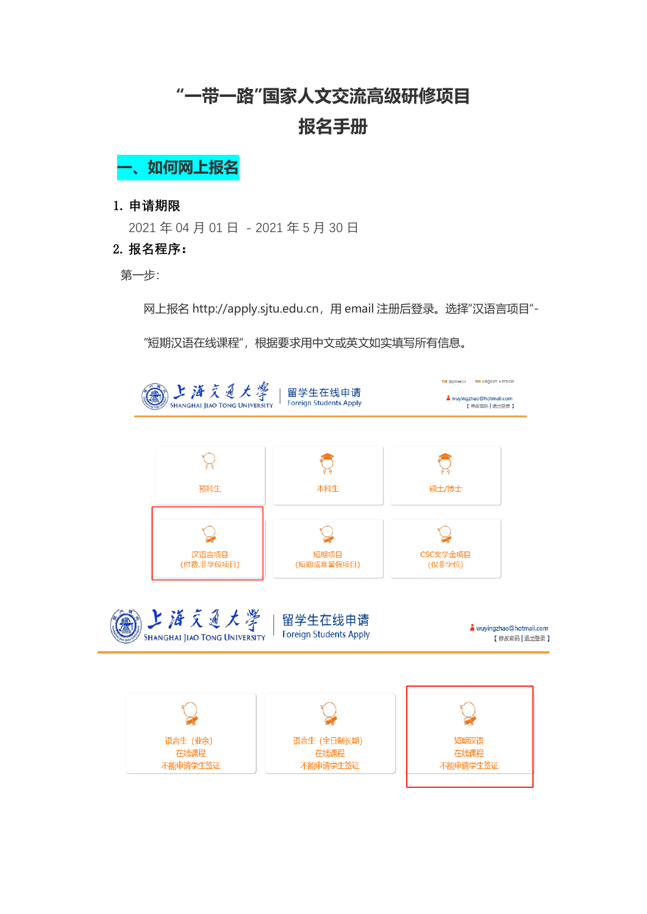# “一带一路”国家人文交流高级研修项目
# 报名手册

## 一、如何网上报名

**1. 申请期限**

2021 年 04 月 01 日 - 2021 年 5 月 30 日

**2. 报名程序：**

第一步：

网上报名 http://apply.sjtu.edu.cn，用 email 注册后登录。选择“汉语言项目“-“短期汉语在线课程“，根据要求用中文或英文如实填写所有信息。

上海交通大学 SHANGHAI JIAO TONG UNIVERSITY | 留学生在线申请 Foreign Students Apply

预科生

本科生

硕士/博士

汉语言项目
(付费,非学位项目)

短期项目
(短期或寒暑假项目)

CSC奖学金项目
(仅非学位)

上海交通大学 SHANGHAI JIAO TONG UNIVERSITY | 留学生在线申请 Foreign Students Apply

wuyingzhao@hotmail.com
【修改密码 | 退出登录】

语言生（业余）
在线课程
不能申请学生签证

语言生（全日制长期）
在线课程
不能申请学生签证

短期汉语
在线课程
不能申请学生签证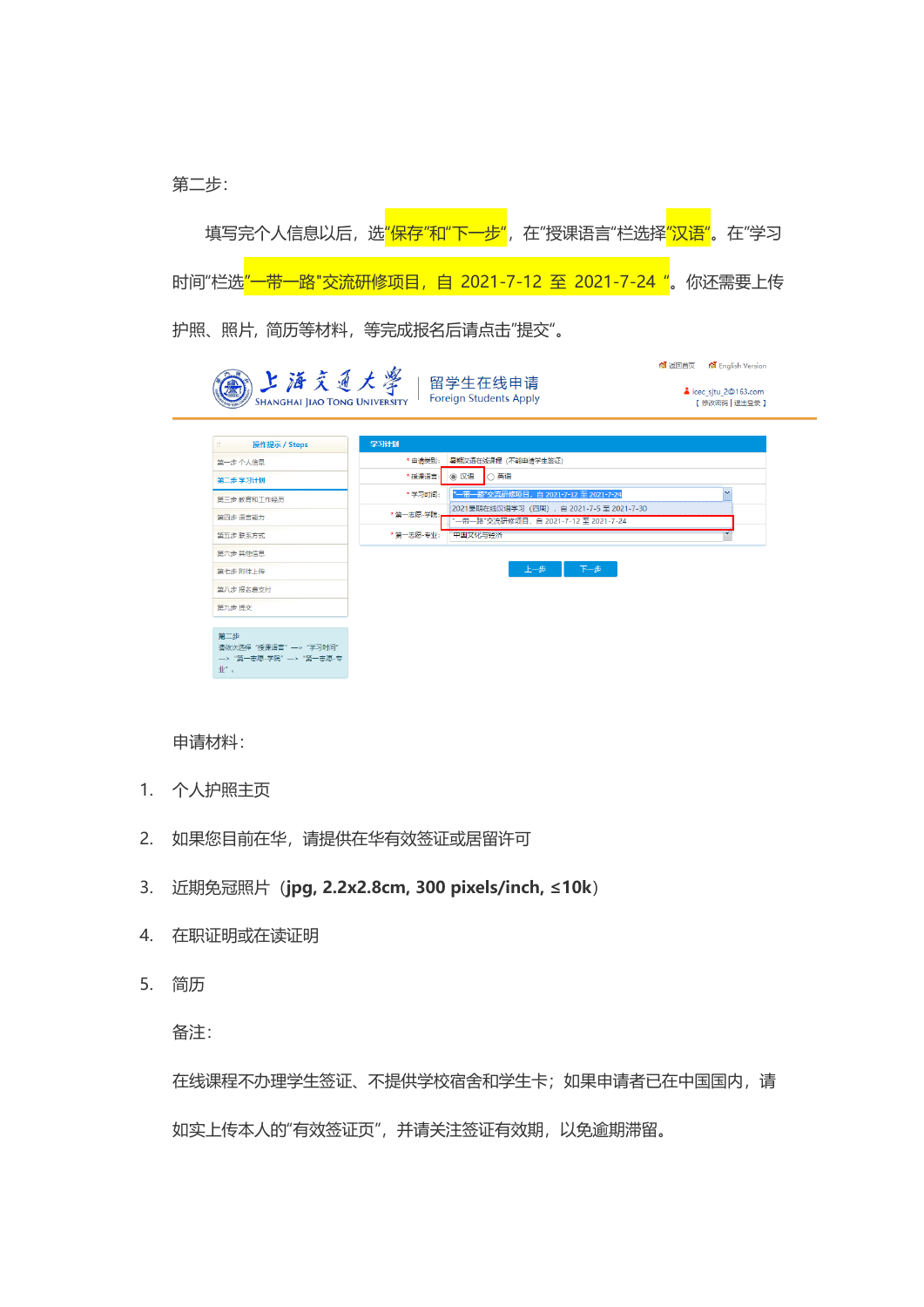第二步：

填写完个人信息以后，选"保存"和"下一步"，在"授课语言"栏选择"汉语"。在"学习时间"栏选"一带一路"交流研修项目，自 2021-7-12 至 2021-7-24 "。你还需要上传护照、照片，简历等材料，等完成报名后请点击"提交"。

申请材料：

1. 个人护照主页
2. 如果您目前在华，请提供在华有效签证或居留许可
3. 近期免冠照片（**jpg, 2.2x2.8cm, 300 pixels/inch, ≤10k**）
4. 在职证明或在读证明
5. 简历

备注：

在线课程不办理学生签证、不提供学校宿舍和学生卡；如果申请者已在中国国内，请如实上传本人的"有效签证页"，并请关注签证有效期，以免逾期滞留。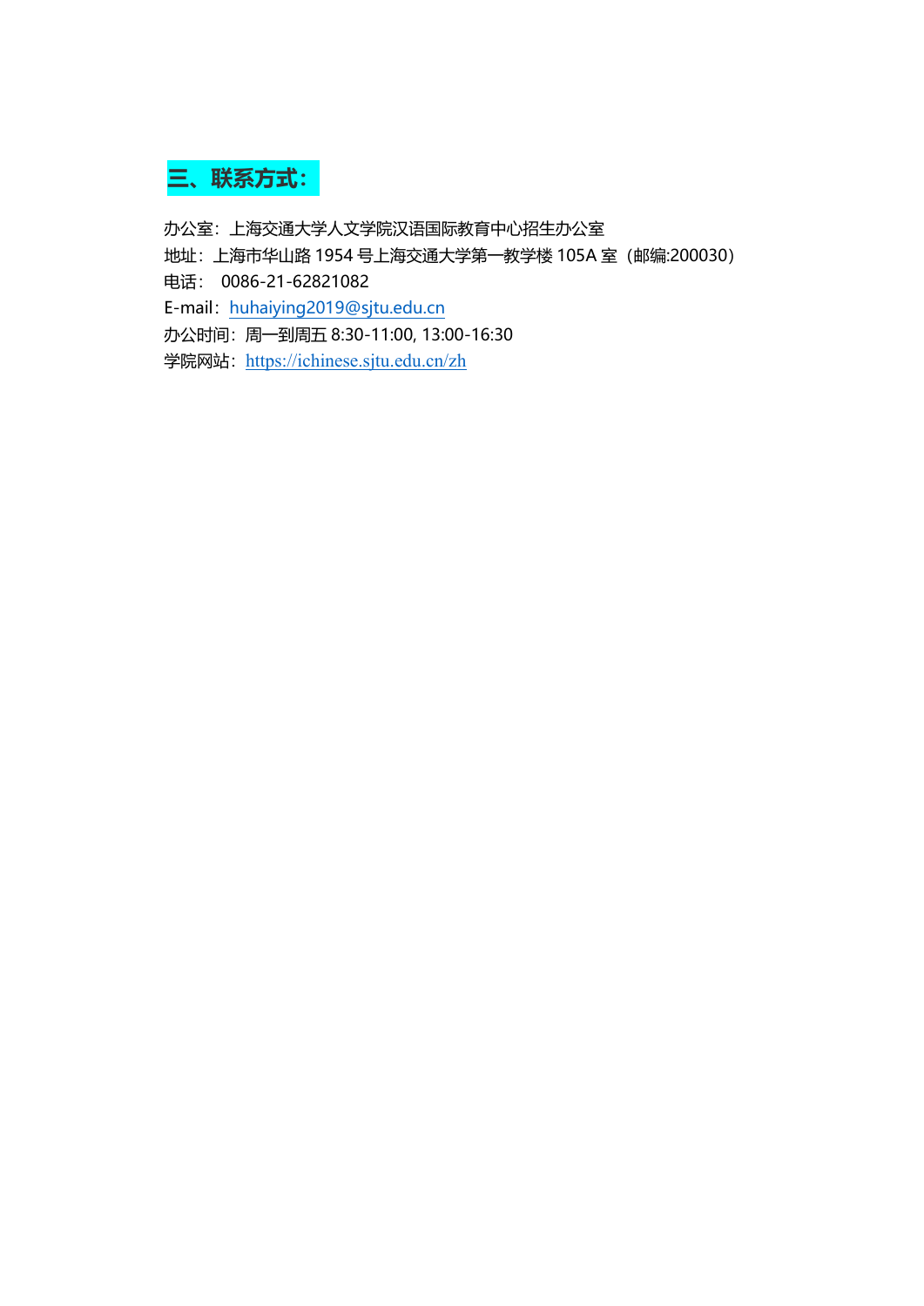## 三、联系方式：

办公室：上海交通大学人文学院汉语国际教育中心招生办公室

地址：上海市华山路 1954 号上海交通大学第一教学楼 105A 室（邮编:200030）

电话： 0086-21-62821082

E-mail：huhaiying2019@sjtu.edu.cn

办公时间：周一到周五 8:30-11:00, 13:00-16:30

学院网站：https://ichinese.sjtu.edu.cn/zh